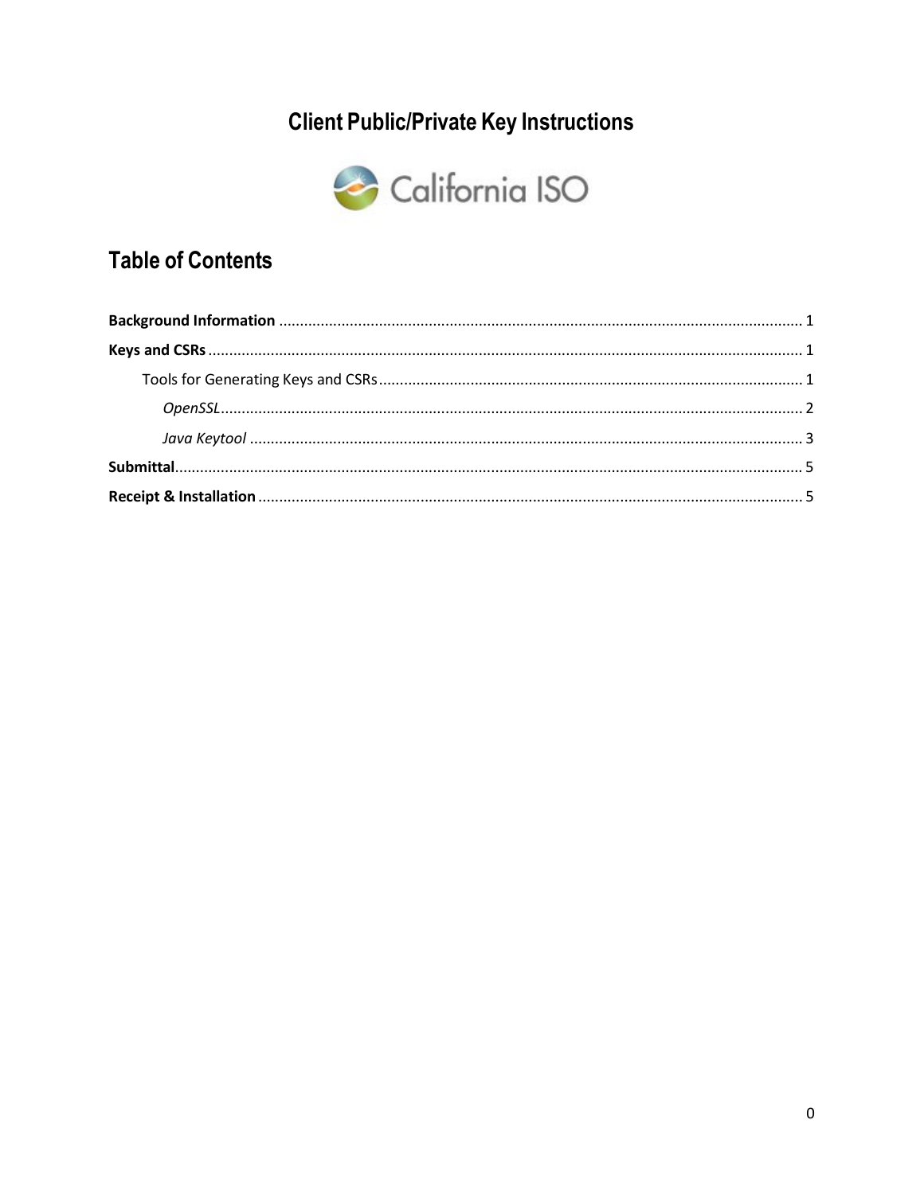# Client Public/Private Key Instructions

California ISO

## Table of Contents

**Background Information** .......... 1

**Keys and CSRs** .......... 1

- Tools for Generating Keys and CSRs .......... 1
  - *OpenSSL* .......... 2
  - *Java Keytool* .......... 3

**Submittal** .......... 5

**Receipt & Installation** .......... 5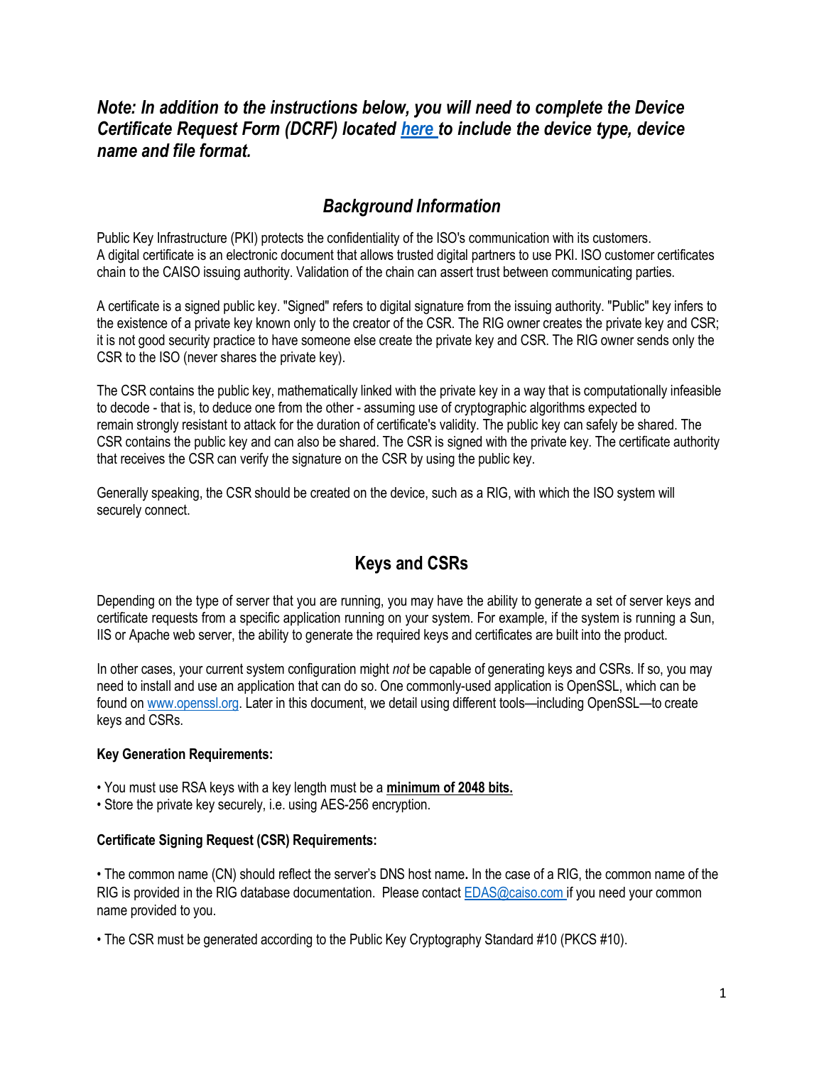***Note: In addition to the instructions below, you will need to complete the Device Certificate Request Form (DCRF) located [here](#) to include the device type, device name and file format.***

## *Background Information*

Public Key Infrastructure (PKI) protects the confidentiality of the ISO's communication with its customers. A digital certificate is an electronic document that allows trusted digital partners to use PKI. ISO customer certificates chain to the CAISO issuing authority. Validation of the chain can assert trust between communicating parties.

A certificate is a signed public key. "Signed" refers to digital signature from the issuing authority. "Public" key infers to the existence of a private key known only to the creator of the CSR. The RIG owner creates the private key and CSR; it is not good security practice to have someone else create the private key and CSR. The RIG owner sends only the CSR to the ISO (never shares the private key).

The CSR contains the public key, mathematically linked with the private key in a way that is computationally infeasible to decode - that is, to deduce one from the other - assuming use of cryptographic algorithms expected to remain strongly resistant to attack for the duration of certificate's validity. The public key can safely be shared. The CSR contains the public key and can also be shared. The CSR is signed with the private key. The certificate authority that receives the CSR can verify the signature on the CSR by using the public key.

Generally speaking, the CSR should be created on the device, such as a RIG, with which the ISO system will securely connect.

## Keys and CSRs

Depending on the type of server that you are running, you may have the ability to generate a set of server keys and certificate requests from a specific application running on your system. For example, if the system is running a Sun, IIS or Apache web server, the ability to generate the required keys and certificates are built into the product.

In other cases, your current system configuration might *not* be capable of generating keys and CSRs. If so, you may need to install and use an application that can do so. One commonly-used application is OpenSSL, which can be found on [www.openssl.org](http://www.openssl.org). Later in this document, we detail using different tools—including OpenSSL—to create keys and CSRs.

**Key Generation Requirements:**

- You must use RSA keys with a key length must be a **minimum of 2048 bits.**
- Store the private key securely, i.e. using AES-256 encryption.

**Certificate Signing Request (CSR) Requirements:**

- The common name (CN) should reflect the server's DNS host name**.** In the case of a RIG, the common name of the RIG is provided in the RIG database documentation. Please contact [EDAS@caiso.com](mailto:EDAS@caiso.com) if you need your common name provided to you.

- The CSR must be generated according to the Public Key Cryptography Standard #10 (PKCS #10).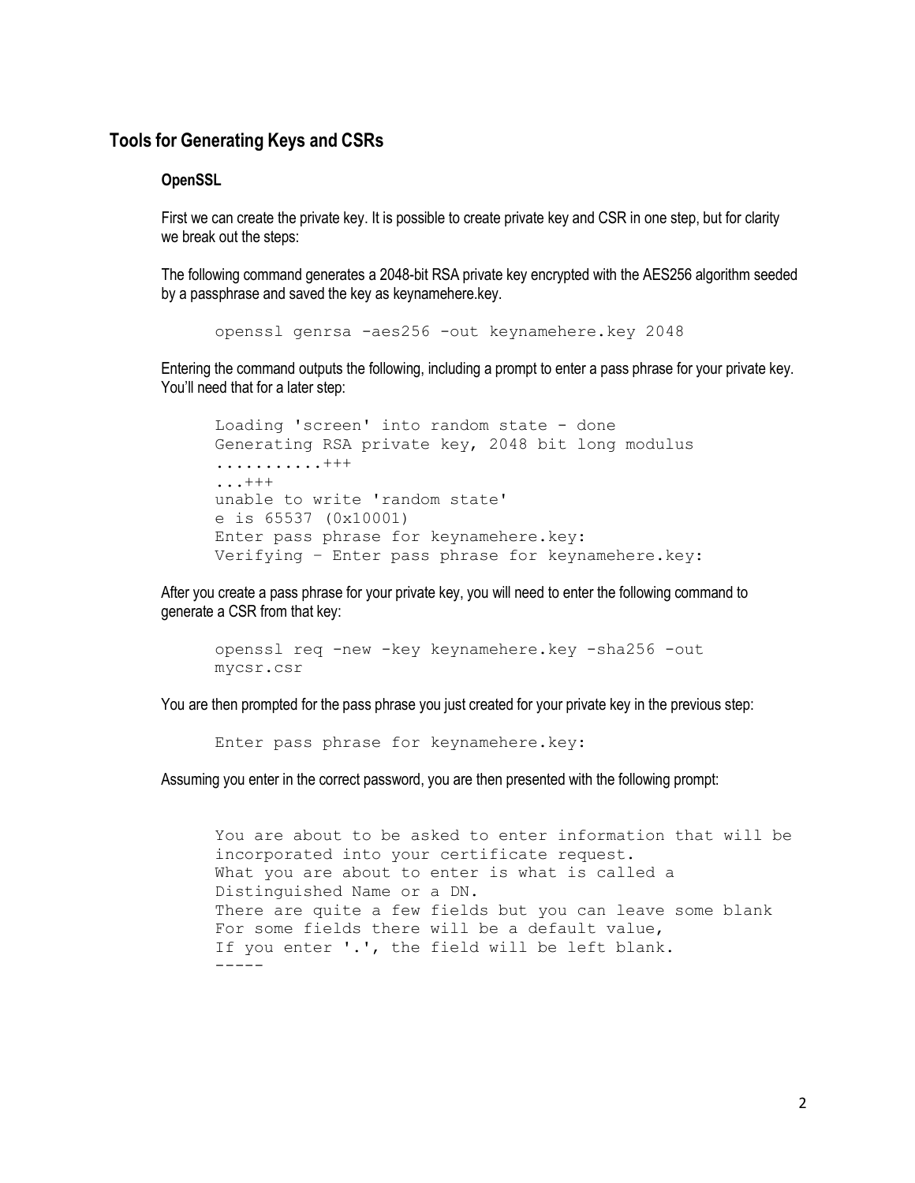## Tools for Generating Keys and CSRs

### OpenSSL

First we can create the private key. It is possible to create private key and CSR in one step, but for clarity we break out the steps:

The following command generates a 2048-bit RSA private key encrypted with the AES256 algorithm seeded by a passphrase and saved the key as keynamehere.key.

```
openssl genrsa -aes256 -out keynamehere.key 2048
```

Entering the command outputs the following, including a prompt to enter a pass phrase for your private key. You'll need that for a later step:

```
Loading 'screen' into random state - done
Generating RSA private key, 2048 bit long modulus
...........+++
...+++
unable to write 'random state'
e is 65537 (0x10001)
Enter pass phrase for keynamehere.key:
Verifying – Enter pass phrase for keynamehere.key:
```

After you create a pass phrase for your private key, you will need to enter the following command to generate a CSR from that key:

```
openssl req -new -key keynamehere.key -sha256 -out
mycsr.csr
```

You are then prompted for the pass phrase you just created for your private key in the previous step:

```
Enter pass phrase for keynamehere.key:
```

Assuming you enter in the correct password, you are then presented with the following prompt:

```
You are about to be asked to enter information that will be
incorporated into your certificate request.
What you are about to enter is what is called a
Distinguished Name or a DN.
There are quite a few fields but you can leave some blank
For some fields there will be a default value,
If you enter '.', the field will be left blank.
-----
```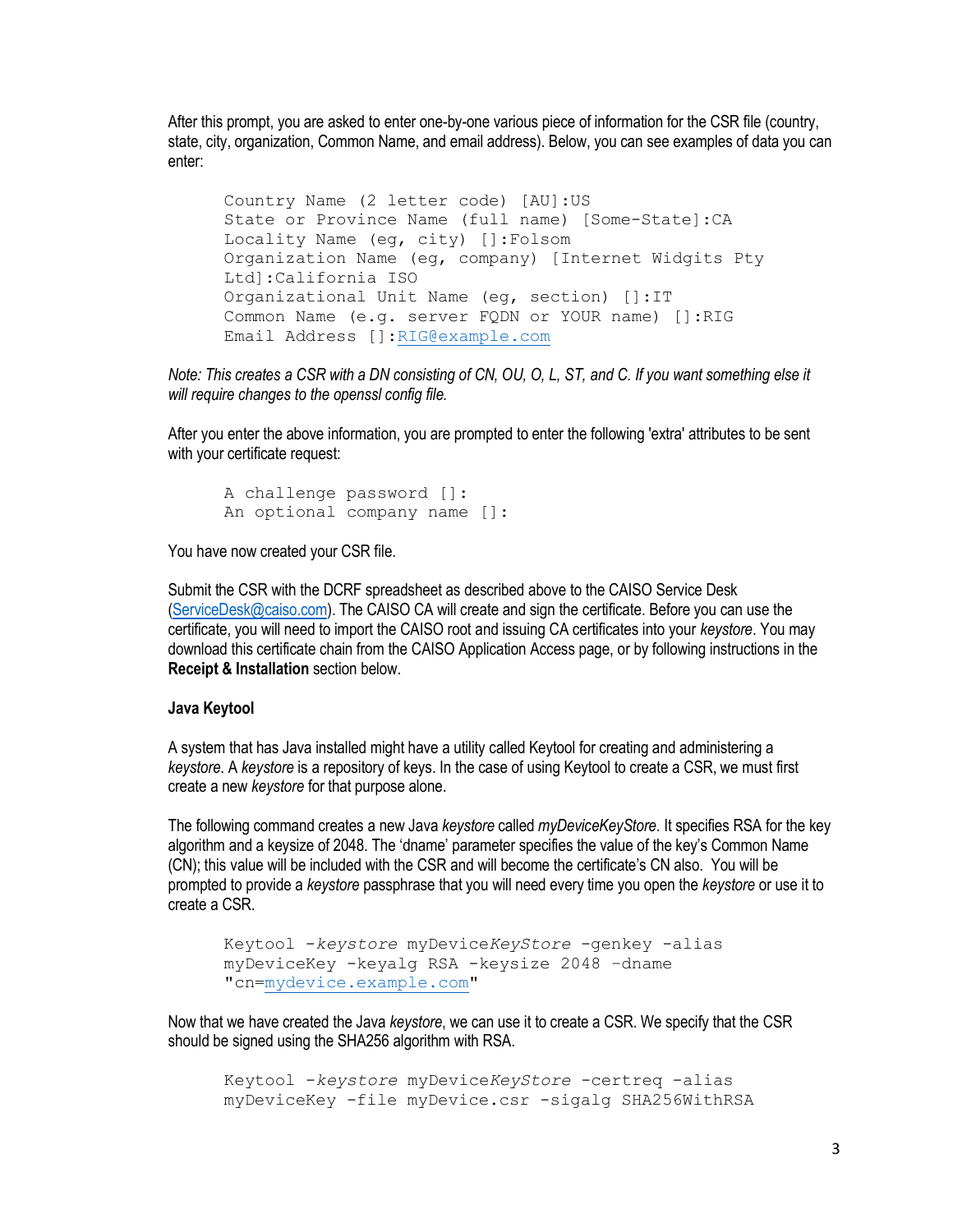After this prompt, you are asked to enter one-by-one various piece of information for the CSR file (country, state, city, organization, Common Name, and email address). Below, you can see examples of data you can enter:

```
Country Name (2 letter code) [AU]:US
State or Province Name (full name) [Some-State]:CA
Locality Name (eg, city) []:Folsom
Organization Name (eg, company) [Internet Widgits Pty
Ltd]:California ISO
Organizational Unit Name (eg, section) []:IT
Common Name (e.g. server FQDN or YOUR name) []:RIG
Email Address []:RIG@example.com
```

*Note: This creates a CSR with a DN consisting of CN, OU, O, L, ST, and C. If you want something else it will require changes to the openssl config file.*

After you enter the above information, you are prompted to enter the following 'extra' attributes to be sent with your certificate request:

```
A challenge password []:
An optional company name []:
```

You have now created your CSR file.

Submit the CSR with the DCRF spreadsheet as described above to the CAISO Service Desk (ServiceDesk@caiso.com). The CAISO CA will create and sign the certificate. Before you can use the certificate, you will need to import the CAISO root and issuing CA certificates into your *keystore*. You may download this certificate chain from the CAISO Application Access page, or by following instructions in the **Receipt & Installation** section below.

**Java Keytool**

A system that has Java installed might have a utility called Keytool for creating and administering a *keystore*. A *keystore* is a repository of keys. In the case of using Keytool to create a CSR, we must first create a new *keystore* for that purpose alone.

The following command creates a new Java *keystore* called *myDeviceKeyStore*. It specifies RSA for the key algorithm and a keysize of 2048. The 'dname' parameter specifies the value of the key's Common Name (CN); this value will be included with the CSR and will become the certificate's CN also. You will be prompted to provide a *keystore* passphrase that you will need every time you open the *keystore* or use it to create a CSR.

```
Keytool -keystore myDeviceKeyStore -genkey -alias
myDeviceKey -keyalg RSA -keysize 2048 –dname
"cn=mydevice.example.com"
```

Now that we have created the Java *keystore*, we can use it to create a CSR. We specify that the CSR should be signed using the SHA256 algorithm with RSA.

```
Keytool -keystore myDeviceKeyStore -certreq -alias
myDeviceKey -file myDevice.csr -sigalg SHA256WithRSA
```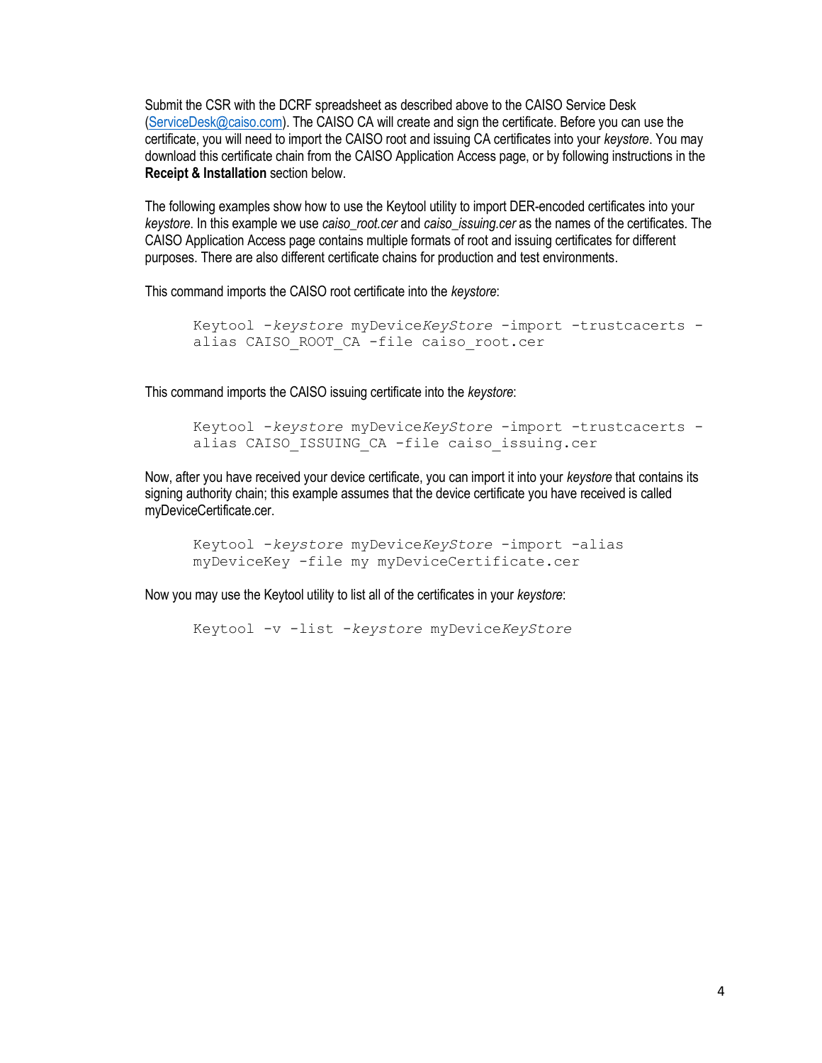Submit the CSR with the DCRF spreadsheet as described above to the CAISO Service Desk (ServiceDesk@caiso.com). The CAISO CA will create and sign the certificate. Before you can use the certificate, you will need to import the CAISO root and issuing CA certificates into your *keystore*. You may download this certificate chain from the CAISO Application Access page, or by following instructions in the **Receipt & Installation** section below.

The following examples show how to use the Keytool utility to import DER-encoded certificates into your *keystore*. In this example we use *caiso_root.cer* and *caiso_issuing.cer* as the names of the certificates. The CAISO Application Access page contains multiple formats of root and issuing certificates for different purposes. There are also different certificate chains for production and test environments.

This command imports the CAISO root certificate into the *keystore*:

```
Keytool -keystore myDeviceKeyStore -import -trustcacerts -
alias CAISO_ROOT_CA -file caiso_root.cer
```

This command imports the CAISO issuing certificate into the *keystore*:

```
Keytool -keystore myDeviceKeyStore -import -trustcacerts -
alias CAISO_ISSUING_CA -file caiso_issuing.cer
```

Now, after you have received your device certificate, you can import it into your *keystore* that contains its signing authority chain; this example assumes that the device certificate you have received is called myDeviceCertificate.cer.

```
Keytool -keystore myDeviceKeyStore -import -alias
myDeviceKey -file my myDeviceCertificate.cer
```

Now you may use the Keytool utility to list all of the certificates in your *keystore*:

```
Keytool -v -list -keystore myDeviceKeyStore
```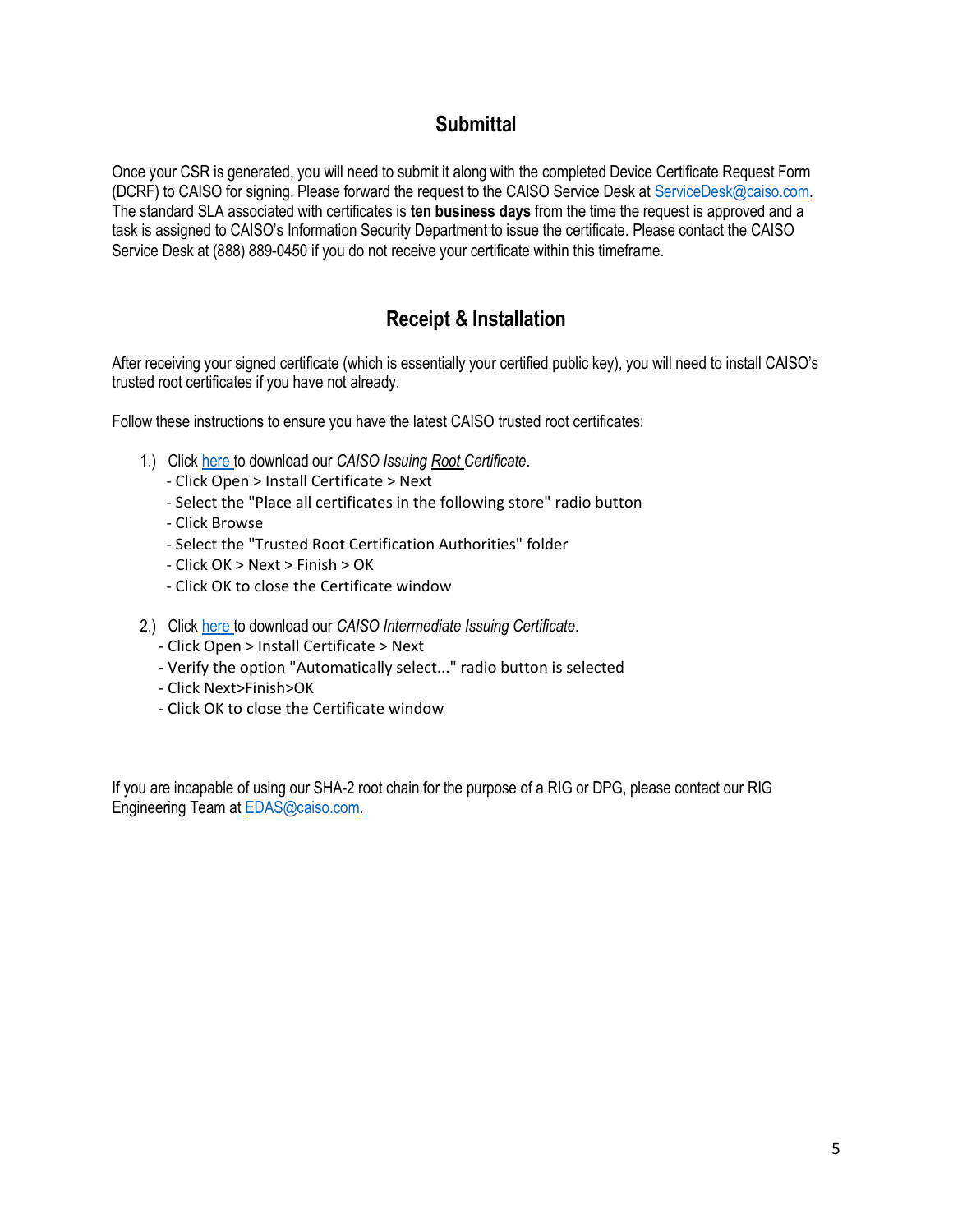## Submittal

Once your CSR is generated, you will need to submit it along with the completed Device Certificate Request Form (DCRF) to CAISO for signing. Please forward the request to the CAISO Service Desk at ServiceDesk@caiso.com. The standard SLA associated with certificates is **ten business days** from the time the request is approved and a task is assigned to CAISO's Information Security Department to issue the certificate. Please contact the CAISO Service Desk at (888) 889-0450 if you do not receive your certificate within this timeframe.

## Receipt & Installation

After receiving your signed certificate (which is essentially your certified public key), you will need to install CAISO's trusted root certificates if you have not already.

Follow these instructions to ensure you have the latest CAISO trusted root certificates:

1.) Click here to download our *CAISO Issuing Root Certificate*.
   - Click Open > Install Certificate > Next
   - Select the "Place all certificates in the following store" radio button
   - Click Browse
   - Select the "Trusted Root Certification Authorities" folder
   - Click OK > Next > Finish > OK
   - Click OK to close the Certificate window

2.) Click here to download our *CAISO Intermediate Issuing Certificate*.
   - Click Open > Install Certificate > Next
   - Verify the option "Automatically select..." radio button is selected
   - Click Next>Finish>OK
   - Click OK to close the Certificate window

If you are incapable of using our SHA-2 root chain for the purpose of a RIG or DPG, please contact our RIG Engineering Team at EDAS@caiso.com.